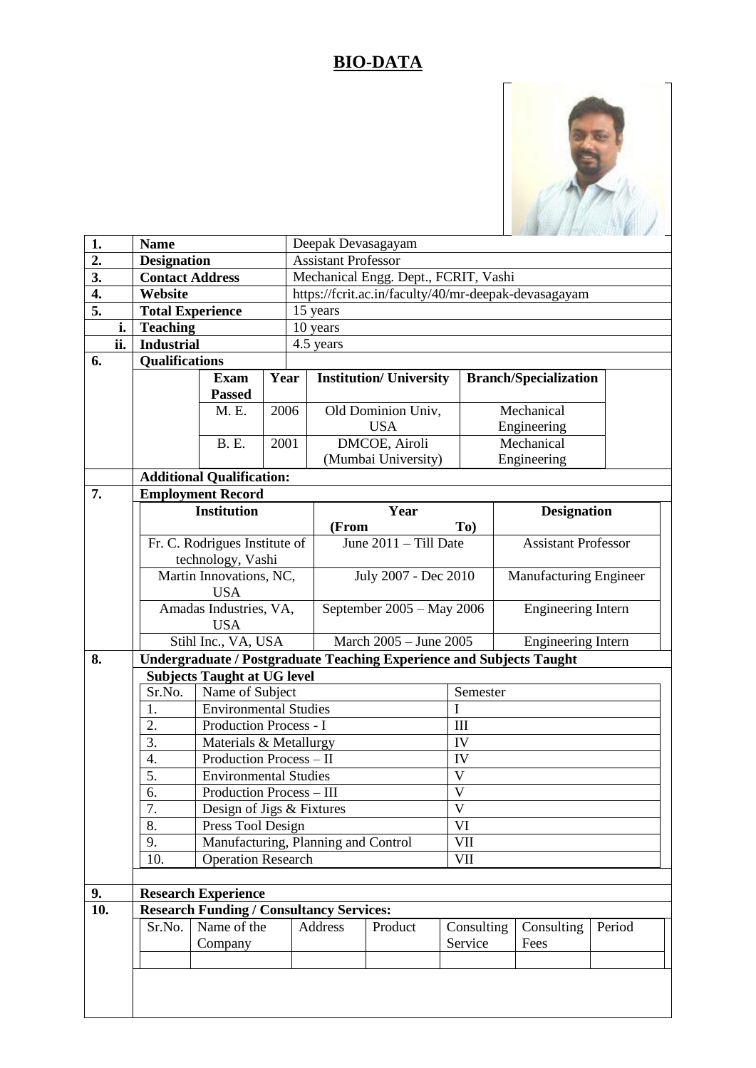# BIO-DATA

| | | |
|---|---|---|
| 1. | **Name** | Deepak Devasagayam |
| 2. | **Designation** | Assistant Professor |
| 3. | **Contact Address** | Mechanical Engg. Dept., FCRIT, Vashi |
| 4. | **Website** | https://fcrit.ac.in/faculty/40/mr-deepak-devasagayam |
| 5. | **Total Experience** | 15 years |
| i. | **Teaching** | 10 years |
| ii. | **Industrial** | 4.5 years |

**6. Qualifications**

| Exam Passed | Year | Institution/ University | Branch/Specialization |
|---|---|---|---|
| M. E. | 2006 | Old Dominion Univ, USA | Mechanical Engineering |
| B. E. | 2001 | DMCOE, Airoli (Mumbai University) | Mechanical Engineering |

**Additional Qualification:**

**7. Employment Record**

| Institution | Year (From To) | Designation |
|---|---|---|
| Fr. C. Rodrigues Institute of technology, Vashi | June 2011 – Till Date | Assistant Professor |
| Martin Innovations, NC, USA | July 2007 - Dec 2010 | Manufacturing Engineer |
| Amadas Industries, VA, USA | September 2005 – May 2006 | Engineering Intern |
| Stihl Inc., VA, USA | March 2005 – June 2005 | Engineering Intern |

**8. Undergraduate / Postgraduate Teaching Experience and Subjects Taught**

**Subjects Taught at UG level**

| Sr.No. | Name of Subject | Semester |
|---|---|---|
| 1. | Environmental Studies | I |
| 2. | Production Process - I | III |
| 3. | Materials & Metallurgy | IV |
| 4. | Production Process – II | IV |
| 5. | Environmental Studies | V |
| 6. | Production Process – III | V |
| 7. | Design of Jigs & Fixtures | V |
| 8. | Press Tool Design | VI |
| 9. | Manufacturing, Planning and Control | VII |
| 10. | Operation Research | VII |

**9. Research Experience**

**10. Research Funding / Consultancy Services:**

| Sr.No. | Name of the Company | Address | Product | Consulting Service | Consulting Fees | Period |
|---|---|---|---|---|---|---|
| | | | | | | |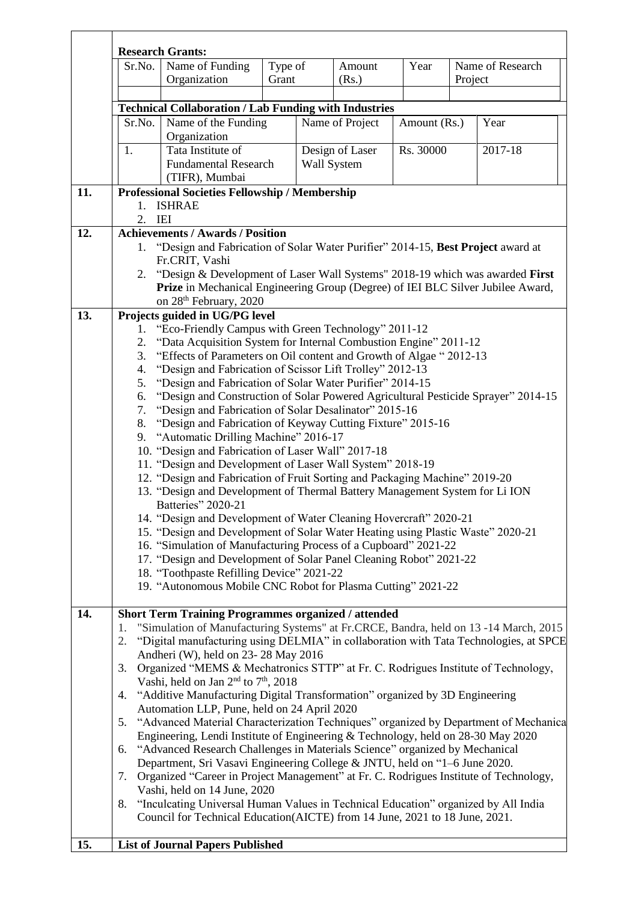**Research Grants:**

| Sr.No. | Name of Funding Organization | Type of Grant | Amount (Rs.) | Year | Name of Research Project |
|---|---|---|---|---|---|
| | | | | | |

**Technical Collaboration / Lab Funding with Industries**

| Sr.No. | Name of the Funding Organization | Name of Project | Amount (Rs.) | Year |
|---|---|---|---|---|
| 1. | Tata Institute of Fundamental Research (TIFR), Mumbai | Design of Laser Wall System | Rs. 30000 | 2017-18 |

## 11. Professional Societies Fellowship / Membership

1. ISHRAE
2. IEI

## 12. Achievements / Awards / Position

1. "Design and Fabrication of Solar Water Purifier" 2014-15, **Best Project** award at Fr.CRIT, Vashi
2. "Design & Development of Laser Wall Systems" 2018-19 which was awarded **First Prize** in Mechanical Engineering Group (Degree) of IEI BLC Silver Jubilee Award, on 28th February, 2020

## 13. Projects guided in UG/PG level

1. "Eco-Friendly Campus with Green Technology" 2011-12
2. "Data Acquisition System for Internal Combustion Engine" 2011-12
3. "Effects of Parameters on Oil content and Growth of Algae " 2012-13
4. "Design and Fabrication of Scissor Lift Trolley" 2012-13
5. "Design and Fabrication of Solar Water Purifier" 2014-15
6. "Design and Construction of Solar Powered Agricultural Pesticide Sprayer" 2014-15
7. "Design and Fabrication of Solar Desalinator" 2015-16
8. "Design and Fabrication of Keyway Cutting Fixture" 2015-16
9. "Automatic Drilling Machine" 2016-17
10. "Design and Fabrication of Laser Wall" 2017-18
11. "Design and Development of Laser Wall System" 2018-19
12. "Design and Fabrication of Fruit Sorting and Packaging Machine" 2019-20
13. "Design and Development of Thermal Battery Management System for Li ION Batteries" 2020-21
14. "Design and Development of Water Cleaning Hovercraft" 2020-21
15. "Design and Development of Solar Water Heating using Plastic Waste" 2020-21
16. "Simulation of Manufacturing Process of a Cupboard" 2021-22
17. "Design and Development of Solar Panel Cleaning Robot" 2021-22
18. "Toothpaste Refilling Device" 2021-22
19. "Autonomous Mobile CNC Robot for Plasma Cutting" 2021-22

## 14. Short Term Training Programmes organized / attended

1. "Simulation of Manufacturing Systems" at Fr.CRCE, Bandra, held on 13 -14 March, 2015
2. "Digital manufacturing using DELMIA" in collaboration with Tata Technologies, at SPCE Andheri (W), held on 23- 28 May 2016
3. Organized "MEMS & Mechatronics STTP" at Fr. C. Rodrigues Institute of Technology, Vashi, held on Jan 2nd to 7th, 2018
4. "Additive Manufacturing Digital Transformation" organized by 3D Engineering Automation LLP, Pune, held on 24 April 2020
5. "Advanced Material Characterization Techniques" organized by Department of Mechanica Engineering, Lendi Institute of Engineering & Technology, held on 28-30 May 2020
6. "Advanced Research Challenges in Materials Science" organized by Mechanical Department, Sri Vasavi Engineering College & JNTU, held on "1–6 June 2020.
7. Organized "Career in Project Management" at Fr. C. Rodrigues Institute of Technology, Vashi, held on 14 June, 2020
8. "Inculcating Universal Human Values in Technical Education" organized by All India Council for Technical Education(AICTE) from 14 June, 2021 to 18 June, 2021.

## 15. List of Journal Papers Published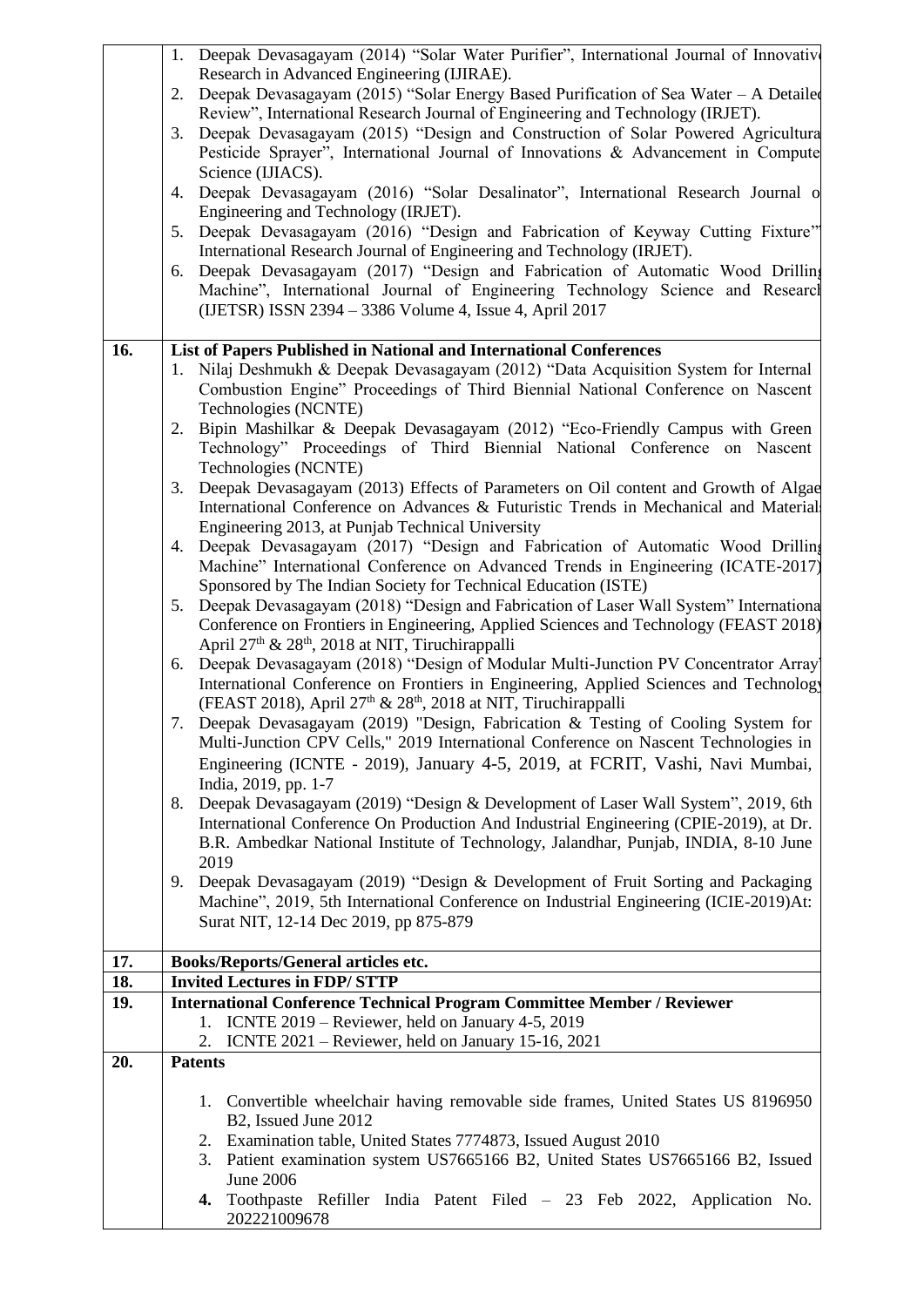| | |
|---|---|
| | 1. Deepak Devasagayam (2014) "Solar Water Purifier", International Journal of Innovative Research in Advanced Engineering (IJIRAE).<br>2. Deepak Devasagayam (2015) "Solar Energy Based Purification of Sea Water – A Detailed Review", International Research Journal of Engineering and Technology (IRJET).<br>3. Deepak Devasagayam (2015) "Design and Construction of Solar Powered Agricultural Pesticide Sprayer", International Journal of Innovations & Advancement in Computer Science (IJIACS).<br>4. Deepak Devasagayam (2016) "Solar Desalinator", International Research Journal of Engineering and Technology (IRJET).<br>5. Deepak Devasagayam (2016) "Design and Fabrication of Keyway Cutting Fixture" International Research Journal of Engineering and Technology (IRJET).<br>6. Deepak Devasagayam (2017) "Design and Fabrication of Automatic Wood Drilling Machine", International Journal of Engineering Technology Science and Research (IJETSR) ISSN 2394 – 3386 Volume 4, Issue 4, April 2017 |
| **16.** | **List of Papers Published in National and International Conferences**<br>1. Nilaj Deshmukh & Deepak Devasagayam (2012) "Data Acquisition System for Internal Combustion Engine" Proceedings of Third Biennial National Conference on Nascent Technologies (NCNTE)<br>2. Bipin Mashilkar & Deepak Devasagayam (2012) "Eco-Friendly Campus with Green Technology" Proceedings of Third Biennial National Conference on Nascent Technologies (NCNTE)<br>3. Deepak Devasagayam (2013) Effects of Parameters on Oil content and Growth of Algae International Conference on Advances & Futuristic Trends in Mechanical and Materials Engineering 2013, at Punjab Technical University<br>4. Deepak Devasagayam (2017) "Design and Fabrication of Automatic Wood Drilling Machine" International Conference on Advanced Trends in Engineering (ICATE-2017) Sponsored by The Indian Society for Technical Education (ISTE)<br>5. Deepak Devasagayam (2018) "Design and Fabrication of Laser Wall System" International Conference on Frontiers in Engineering, Applied Sciences and Technology (FEAST 2018) April 27th & 28th, 2018 at NIT, Tiruchirappalli<br>6. Deepak Devasagayam (2018) "Design of Modular Multi-Junction PV Concentrator Array" International Conference on Frontiers in Engineering, Applied Sciences and Technology (FEAST 2018), April 27th & 28th, 2018 at NIT, Tiruchirappalli<br>7. Deepak Devasagayam (2019) "Design, Fabrication & Testing of Cooling System for Multi-Junction CPV Cells," 2019 International Conference on Nascent Technologies in Engineering (ICNTE - 2019), January 4-5, 2019, at FCRIT, Vashi, Navi Mumbai, India, 2019, pp. 1-7<br>8. Deepak Devasagayam (2019) "Design & Development of Laser Wall System", 2019, 6th International Conference On Production And Industrial Engineering (CPIE-2019), at Dr. B.R. Ambedkar National Institute of Technology, Jalandhar, Punjab, INDIA, 8-10 June 2019<br>9. Deepak Devasagayam (2019) "Design & Development of Fruit Sorting and Packaging Machine", 2019, 5th International Conference on Industrial Engineering (ICIE-2019)At: Surat NIT, 12-14 Dec 2019, pp 875-879 |
| **17.** | **Books/Reports/General articles etc.** |
| **18.** | **Invited Lectures in FDP/ STTP** |
| **19.** | **International Conference Technical Program Committee Member / Reviewer**<br>1. ICNTE 2019 – Reviewer, held on January 4-5, 2019<br>2. ICNTE 2021 – Reviewer, held on January 15-16, 2021 |
| **20.** | **Patents**<br>1. Convertible wheelchair having removable side frames, United States US 8196950 B2, Issued June 2012<br>2. Examination table, United States 7774873, Issued August 2010<br>3. Patient examination system US7665166 B2, United States US7665166 B2, Issued June 2006<br>**4.** Toothpaste Refiller India Patent Filed – 23 Feb 2022, Application No. 202221009678 |